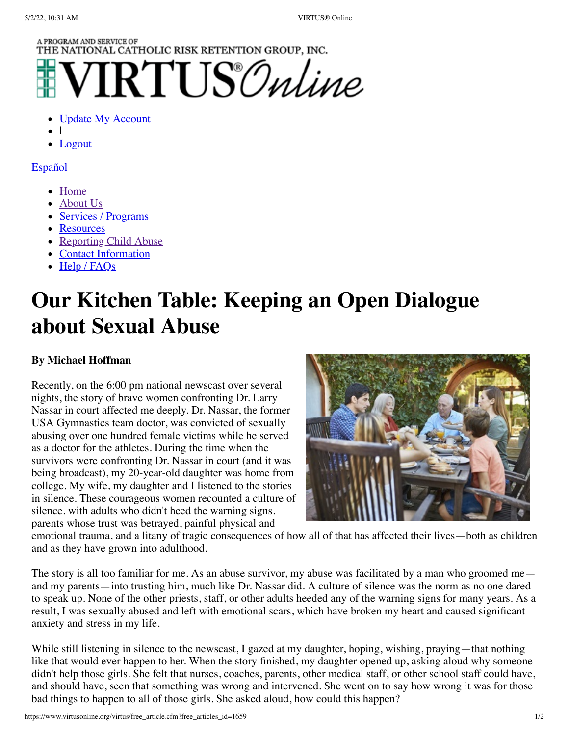A PROGRAM AND SERVICE OF
THE NATIONAL CATHOLIC RISK RETENTION GROUP, INC.
VIRTUS® Online

- Update My Account
- |
- Logout

Español

- Home
- About Us
- Services / Programs
- Resources
- Reporting Child Abuse
- Contact Information
- Help / FAQs

# Our Kitchen Table: Keeping an Open Dialogue about Sexual Abuse

**By Michael Hoffman**

Recently, on the 6:00 pm national newscast over several nights, the story of brave women confronting Dr. Larry Nassar in court affected me deeply. Dr. Nassar, the former USA Gymnastics team doctor, was convicted of sexually abusing over one hundred female victims while he served as a doctor for the athletes. During the time when the survivors were confronting Dr. Nassar in court (and it was being broadcast), my 20-year-old daughter was home from college. My wife, my daughter and I listened to the stories in silence. These courageous women recounted a culture of silence, with adults who didn't heed the warning signs, parents whose trust was betrayed, painful physical and emotional trauma, and a litany of tragic consequences of how all of that has affected their lives—both as children and as they have grown into adulthood.

The story is all too familiar for me. As an abuse survivor, my abuse was facilitated by a man who groomed me—and my parents—into trusting him, much like Dr. Nassar did. A culture of silence was the norm as no one dared to speak up. None of the other priests, staff, or other adults heeded any of the warning signs for many years. As a result, I was sexually abused and left with emotional scars, which have broken my heart and caused significant anxiety and stress in my life.

While still listening in silence to the newscast, I gazed at my daughter, hoping, wishing, praying—that nothing like that would ever happen to her. When the story finished, my daughter opened up, asking aloud why someone didn't help those girls. She felt that nurses, coaches, parents, other medical staff, or other school staff could have, and should have, seen that something was wrong and intervened. She went on to say how wrong it was for those bad things to happen to all of those girls. She asked aloud, how could this happen?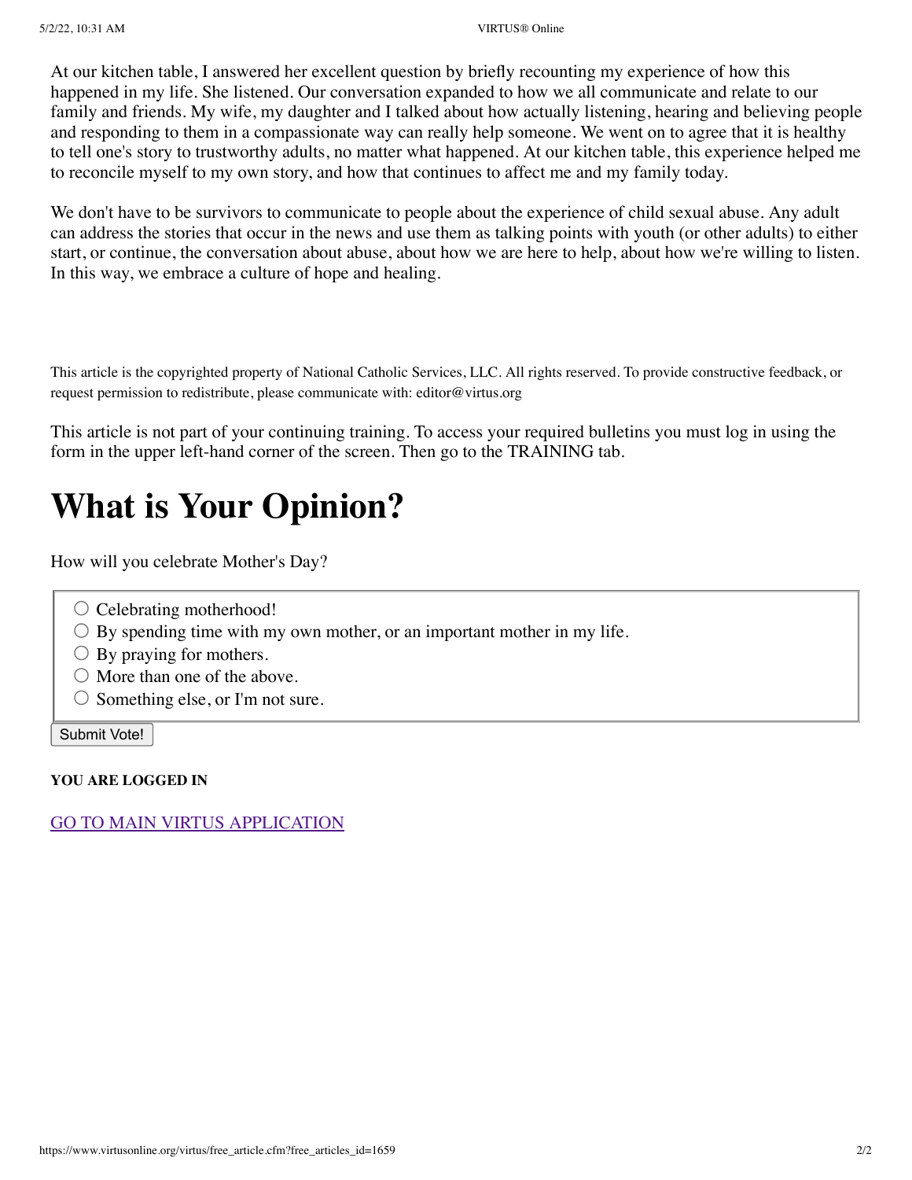At our kitchen table, I answered her excellent question by briefly recounting my experience of how this happened in my life. She listened. Our conversation expanded to how we all communicate and relate to our family and friends. My wife, my daughter and I talked about how actually listening, hearing and believing people and responding to them in a compassionate way can really help someone. We went on to agree that it is healthy to tell one's story to trustworthy adults, no matter what happened. At our kitchen table, this experience helped me to reconcile myself to my own story, and how that continues to affect me and my family today.

We don't have to be survivors to communicate to people about the experience of child sexual abuse. Any adult can address the stories that occur in the news and use them as talking points with youth (or other adults) to either start, or continue, the conversation about abuse, about how we are here to help, about how we're willing to listen. In this way, we embrace a culture of hope and healing.

This article is the copyrighted property of National Catholic Services, LLC. All rights reserved. To provide constructive feedback, or request permission to redistribute, please communicate with: editor@virtus.org

This article is not part of your continuing training. To access your required bulletins you must log in using the form in the upper left-hand corner of the screen. Then go to the TRAINING tab.

# What is Your Opinion?

How will you celebrate Mother's Day?

- ○ Celebrating motherhood!
- ○ By spending time with my own mother, or an important mother in my life.
- ○ By praying for mothers.
- ○ More than one of the above.
- ○ Something else, or I'm not sure.

Submit Vote!

**YOU ARE LOGGED IN**

GO TO MAIN VIRTUS APPLICATION